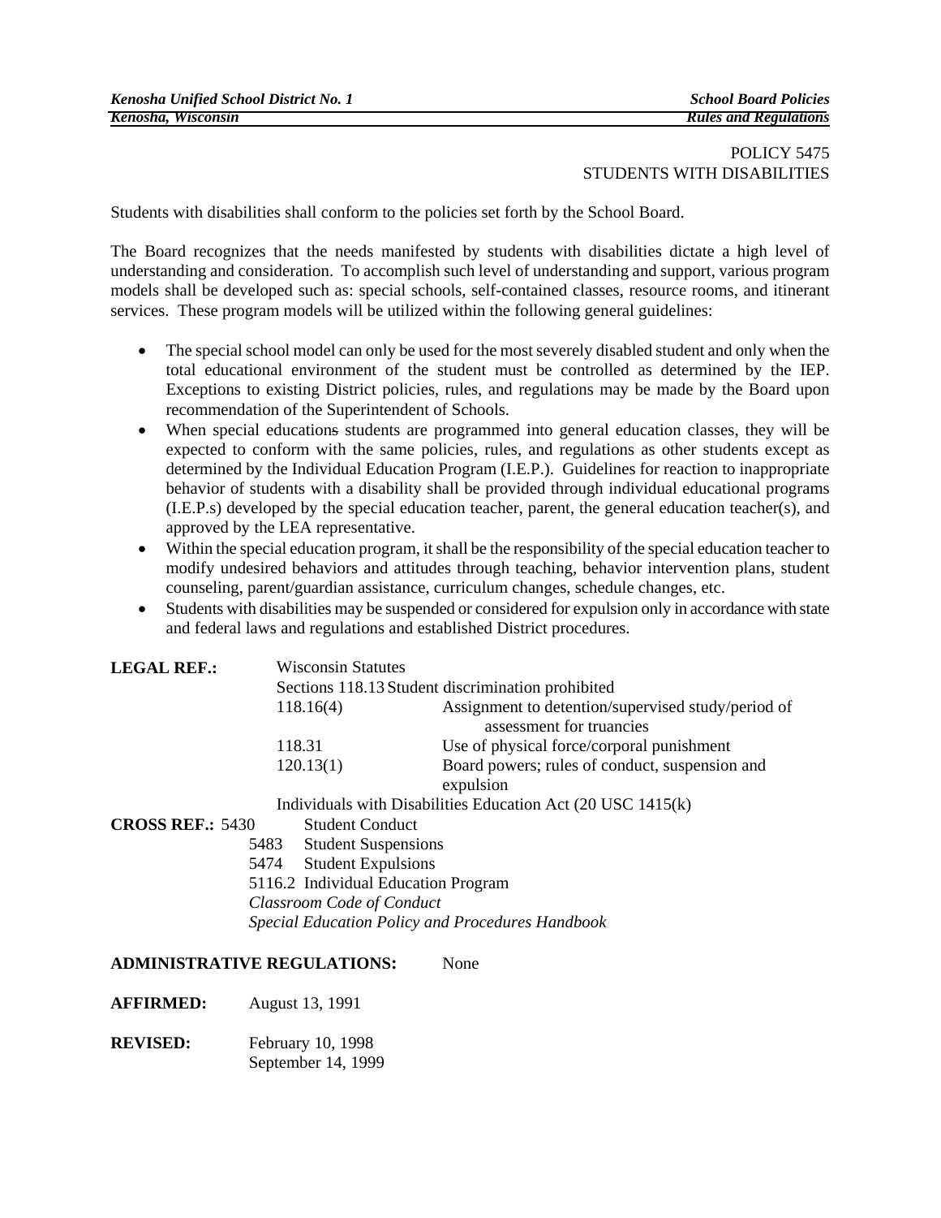POLICY 5475
STUDENTS WITH DISABILITIES

Students with disabilities shall conform to the policies set forth by the School Board.

The Board recognizes that the needs manifested by students with disabilities dictate a high level of understanding and consideration. To accomplish such level of understanding and support, various program models shall be developed such as: special schools, self-contained classes, resource rooms, and itinerant services. These program models will be utilized within the following general guidelines:

- The special school model can only be used for the most severely disabled student and only when the total educational environment of the student must be controlled as determined by the IEP. Exceptions to existing District policies, rules, and regulations may be made by the Board upon recommendation of the Superintendent of Schools.
- When special educations students are programmed into general education classes, they will be expected to conform with the same policies, rules, and regulations as other students except as determined by the Individual Education Program (I.E.P.). Guidelines for reaction to inappropriate behavior of students with a disability shall be provided through individual educational programs (I.E.P.s) developed by the special education teacher, parent, the general education teacher(s), and approved by the LEA representative.
- Within the special education program, it shall be the responsibility of the special education teacher to modify undesired behaviors and attitudes through teaching, behavior intervention plans, student counseling, parent/guardian assistance, curriculum changes, schedule changes, etc.
- Students with disabilities may be suspended or considered for expulsion only in accordance with state and federal laws and regulations and established District procedures.

**LEGAL REF.:** Wisconsin Statutes
Sections 118.13 Student discrimination prohibited
118.16(4) Assignment to detention/supervised study/period of assessment for truancies
118.31 Use of physical force/corporal punishment
120.13(1) Board powers; rules of conduct, suspension and expulsion
Individuals with Disabilities Education Act (20 USC 1415(k)

**CROSS REF.:** 5430 Student Conduct
5483 Student Suspensions
5474 Student Expulsions
5116.2 Individual Education Program
*Classroom Code of Conduct*
*Special Education Policy and Procedures Handbook*

**ADMINISTRATIVE REGULATIONS:** None

**AFFIRMED:** August 13, 1991

**REVISED:** February 10, 1998
September 14, 1999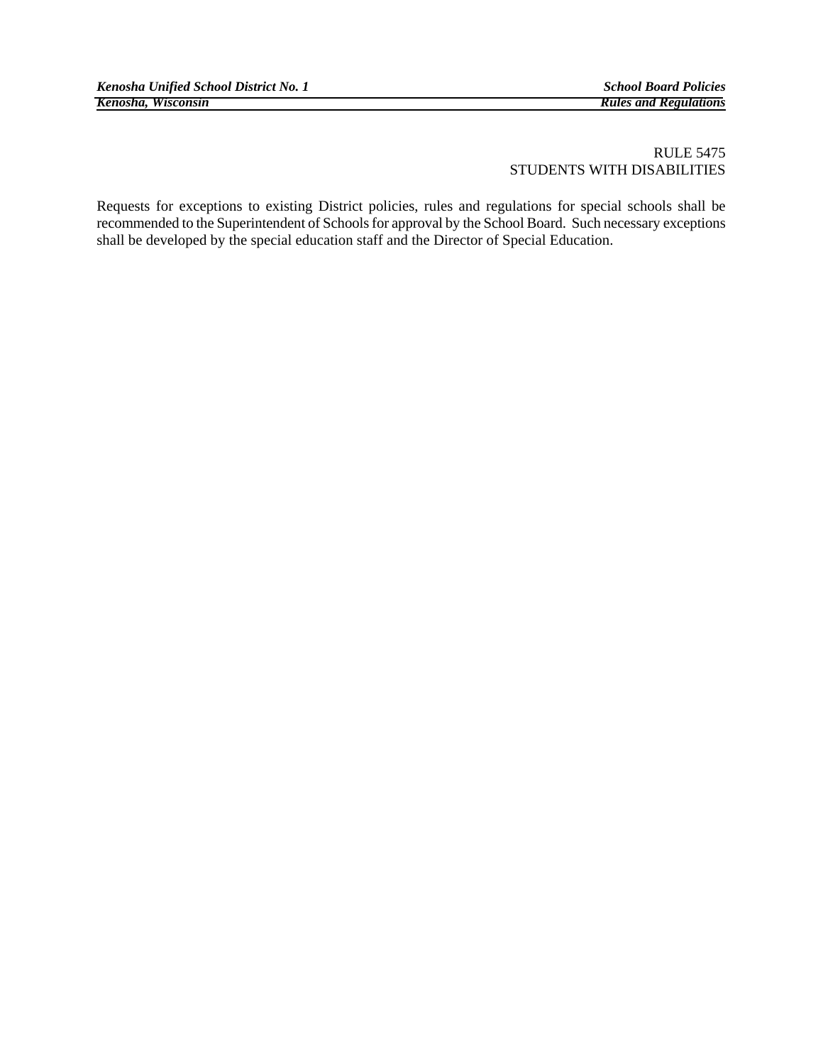RULE 5475
STUDENTS WITH DISABILITIES

Requests for exceptions to existing District policies, rules and regulations for special schools shall be recommended to the Superintendent of Schools for approval by the School Board. Such necessary exceptions shall be developed by the special education staff and the Director of Special Education.